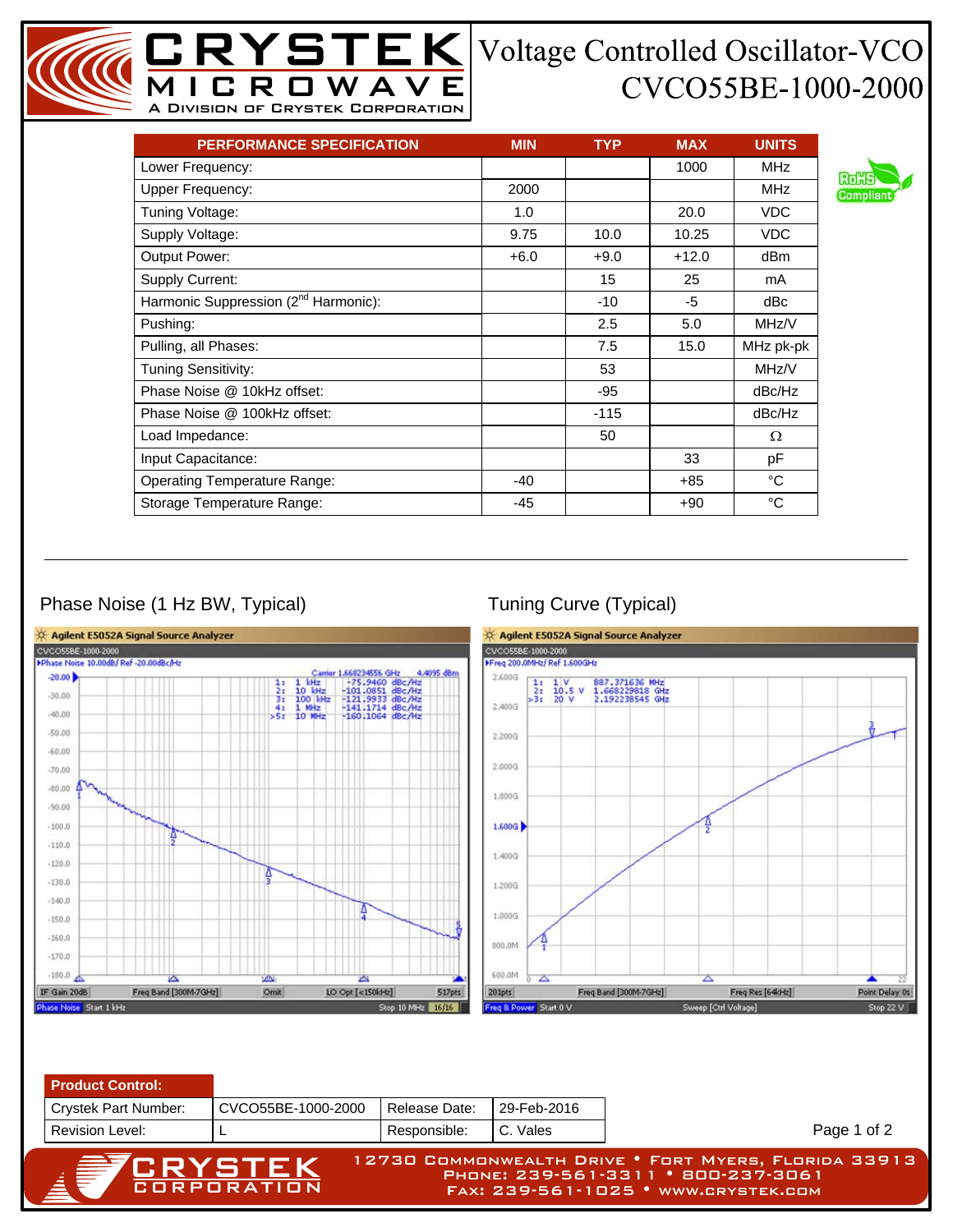# CRYSTEK MICROWAVE

A DIVISION OF CRYSTEK CORPORATION

# Voltage Controlled Oscillator-VCO CVCO55BE-1000-2000

| PERFORMANCE SPECIFICATION | MIN | TYP | MAX | UNITS |
|---|---|---|---|---|
| Lower Frequency: | | | 1000 | MHz |
| Upper Frequency: | 2000 | | | MHz |
| Tuning Voltage: | 1.0 | | 20.0 | VDC |
| Supply Voltage: | 9.75 | 10.0 | 10.25 | VDC |
| Output Power: | +6.0 | +9.0 | +12.0 | dBm |
| Supply Current: | | 15 | 25 | mA |
| Harmonic Suppression (2nd Harmonic): | | -10 | -5 | dBc |
| Pushing: | | 2.5 | 5.0 | MHz/V |
| Pulling, all Phases: | | 7.5 | 15.0 | MHz pk-pk |
| Tuning Sensitivity: | | 53 | | MHz/V |
| Phase Noise @ 10kHz offset: | | -95 | | dBc/Hz |
| Phase Noise @ 100kHz offset: | | -115 | | dBc/Hz |
| Load Impedance: | | 50 | | Ω |
| Input Capacitance: | | | 33 | pF |
| Operating Temperature Range: | -40 | | +85 | °C |
| Storage Temperature Range: | -45 | | +90 | °C |

RoHS Compliant

## Phase Noise (1 Hz BW, Typical)

## Tuning Curve (Typical)

| Product Control: | | | |
|---|---|---|---|
| Crystek Part Number: | CVCO55BE-1000-2000 | Release Date: | 29-Feb-2016 |
| Revision Level: | L | Responsible: | C. Vales |

CRYSTEK CORPORATION — 12730 Commonwealth Drive • Fort Myers, Florida 33913 • Phone: 239-561-3311 • 800-237-3061 • Fax: 239-561-1025 • www.crystek.com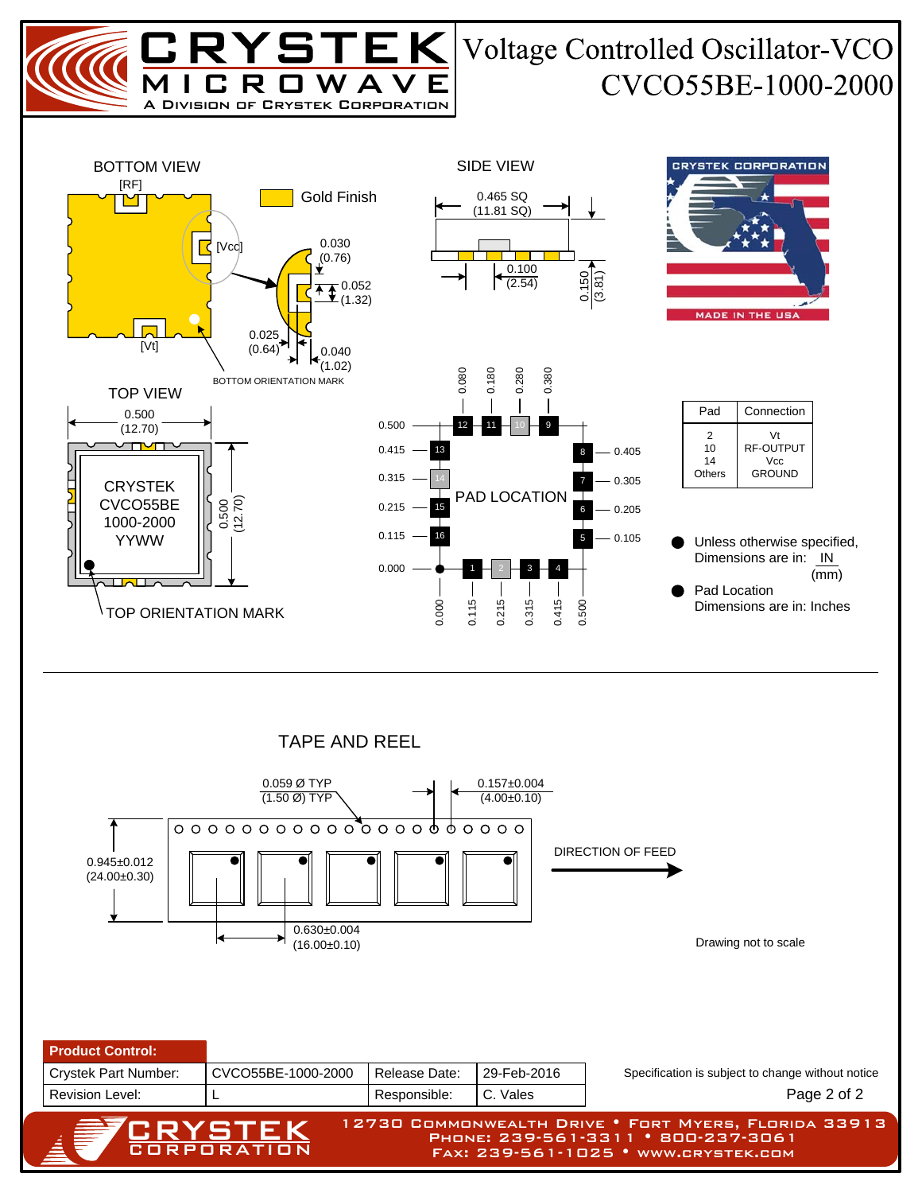# Voltage Controlled Oscillator-VCO
# CVCO55BE-1000-2000

CRYSTEK MICROWAVE
A Division of Crystek Corporation

BOTTOM VIEW

[RF]

[Vcc]

[Vt]

Gold Finish

0.030
(0.76)

0.052
(1.32)

0.025
(0.64)

0.040
(1.02)

BOTTOM ORIENTATION MARK

SIDE VIEW

0.465 SQ
(11.81 SQ)

0.100
(2.54)

0.150
(3.81)

CRYSTEK CORPORATION
MADE IN THE USA

TOP VIEW

0.500
(12.70)

0.500
(12.70)

CRYSTEK
CVCO55BE
1000-2000
YYWW

TOP ORIENTATION MARK

PAD LOCATION

0.080 0.180 0.280 0.380

0.500 0.415 0.315 0.215 0.115 0.000

12 11 10 9

13 14 15 16

8 7 6 5

1 2 3 4

0.405 0.305 0.205 0.105

0.000 0.115 0.215 0.315 0.415 0.500

| Pad | Connection |
|---|---|
| 2 | Vt |
| 10 | RF-OUTPUT |
| 14 | Vcc |
| Others | GROUND |

- Unless otherwise specified, Dimensions are in: IN (mm)
- Pad Location Dimensions are in: Inches

## TAPE AND REEL

0.059 Ø TYP
(1.50 Ø) TYP

0.157±0.004
(4.00±0.10)

0.945±0.012
(24.00±0.30)

0.630±0.004
(16.00±0.10)

DIRECTION OF FEED

Drawing not to scale

**Product Control:**

| | | | |
|---|---|---|---|
| Crystek Part Number: | CVCO55BE-1000-2000 | Release Date: | 29-Feb-2016 |
| Revision Level: | L | Responsible: | C. Vales |

Specification is subject to change without notice

CRYSTEK CORPORATION
12730 Commonwealth Drive • Fort Myers, Florida 33913
Phone: 239-561-3311 • 800-237-3061
Fax: 239-561-1025 • www.crystek.com